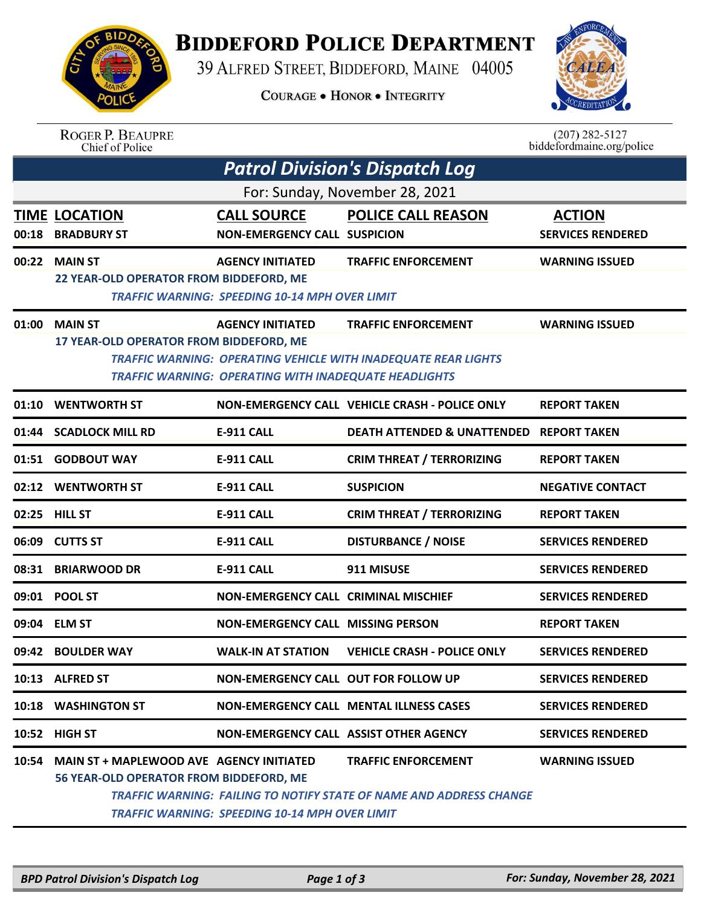# Biddeford Police Department

39 Alfred Street, Biddeford, Maine 04005

Courage • Honor • Integrity

Roger P. Beaupre
Chief of Police

(207) 282-5127
biddefordmaine.org/police

## *Patrol Division's Dispatch Log*

For: Sunday, November 28, 2021

| TIME | LOCATION | CALL SOURCE | POLICE CALL REASON | ACTION |
|---|---|---|---|---|
| 00:18 | BRADBURY ST | NON-EMERGENCY CALL | SUSPICION | SERVICES RENDERED |
| 00:22 | MAIN ST | AGENCY INITIATED | TRAFFIC ENFORCEMENT | WARNING ISSUED |
| | 22 YEAR-OLD OPERATOR FROM BIDDEFORD, ME | | | |
| | *TRAFFIC WARNING: SPEEDING 10-14 MPH OVER LIMIT* | | | |
| 01:00 | MAIN ST | AGENCY INITIATED | TRAFFIC ENFORCEMENT | WARNING ISSUED |
| | 17 YEAR-OLD OPERATOR FROM BIDDEFORD, ME | | | |
| | *TRAFFIC WARNING: OPERATING VEHICLE WITH INADEQUATE REAR LIGHTS* | | | |
| | *TRAFFIC WARNING: OPERATING WITH INADEQUATE HEADLIGHTS* | | | |
| 01:10 | WENTWORTH ST | NON-EMERGENCY CALL | VEHICLE CRASH - POLICE ONLY | REPORT TAKEN |
| 01:44 | SCADLOCK MILL RD | E-911 CALL | DEATH ATTENDED & UNATTENDED | REPORT TAKEN |
| 01:51 | GODBOUT WAY | E-911 CALL | CRIM THREAT / TERRORIZING | REPORT TAKEN |
| 02:12 | WENTWORTH ST | E-911 CALL | SUSPICION | NEGATIVE CONTACT |
| 02:25 | HILL ST | E-911 CALL | CRIM THREAT / TERRORIZING | REPORT TAKEN |
| 06:09 | CUTTS ST | E-911 CALL | DISTURBANCE / NOISE | SERVICES RENDERED |
| 08:31 | BRIARWOOD DR | E-911 CALL | 911 MISUSE | SERVICES RENDERED |
| 09:01 | POOL ST | NON-EMERGENCY CALL | CRIMINAL MISCHIEF | SERVICES RENDERED |
| 09:04 | ELM ST | NON-EMERGENCY CALL | MISSING PERSON | REPORT TAKEN |
| 09:42 | BOULDER WAY | WALK-IN AT STATION | VEHICLE CRASH - POLICE ONLY | SERVICES RENDERED |
| 10:13 | ALFRED ST | NON-EMERGENCY CALL | OUT FOR FOLLOW UP | SERVICES RENDERED |
| 10:18 | WASHINGTON ST | NON-EMERGENCY CALL | MENTAL ILLNESS CASES | SERVICES RENDERED |
| 10:52 | HIGH ST | NON-EMERGENCY CALL | ASSIST OTHER AGENCY | SERVICES RENDERED |
| 10:54 | MAIN ST + MAPLEWOOD AVE | AGENCY INITIATED | TRAFFIC ENFORCEMENT | WARNING ISSUED |
| | 56 YEAR-OLD OPERATOR FROM BIDDEFORD, ME | | | |
| | *TRAFFIC WARNING: FAILING TO NOTIFY STATE OF NAME AND ADDRESS CHANGE* | | | |
| | *TRAFFIC WARNING: SPEEDING 10-14 MPH OVER LIMIT* | | | |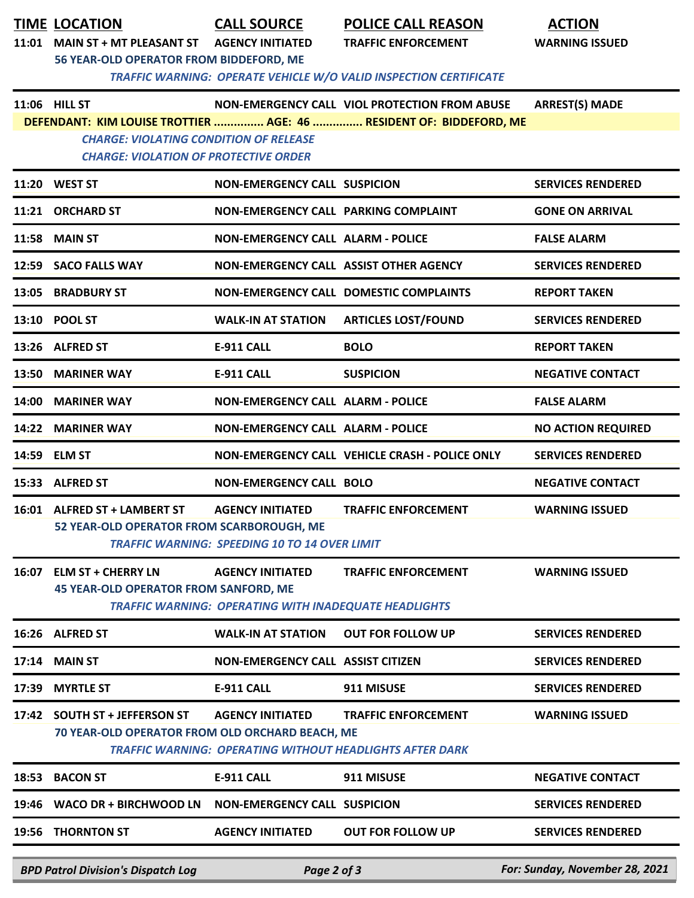| TIME | LOCATION | CALL SOURCE | POLICE CALL REASON | ACTION |
|---|---|---|---|---|
| 11:01 | MAIN ST + MT PLEASANT ST | AGENCY INITIATED | TRAFFIC ENFORCEMENT | WARNING ISSUED |
| | 56 YEAR-OLD OPERATOR FROM BIDDEFORD, ME | | | |
| | *TRAFFIC WARNING: OPERATE VEHICLE W/O VALID INSPECTION CERTIFICATE* | | | |
| 11:06 | HILL ST | NON-EMERGENCY CALL | VIOL PROTECTION FROM ABUSE | ARREST(S) MADE |
| | DEFENDANT: KIM LOUISE TROTTIER ............... AGE: 46 ............... RESIDENT OF: BIDDEFORD, ME | | | |
| | *CHARGE: VIOLATING CONDITION OF RELEASE* | | | |
| | *CHARGE: VIOLATION OF PROTECTIVE ORDER* | | | |
| 11:20 | WEST ST | NON-EMERGENCY CALL | SUSPICION | SERVICES RENDERED |
| 11:21 | ORCHARD ST | NON-EMERGENCY CALL | PARKING COMPLAINT | GONE ON ARRIVAL |
| 11:58 | MAIN ST | NON-EMERGENCY CALL | ALARM - POLICE | FALSE ALARM |
| 12:59 | SACO FALLS WAY | NON-EMERGENCY CALL | ASSIST OTHER AGENCY | SERVICES RENDERED |
| 13:05 | BRADBURY ST | NON-EMERGENCY CALL | DOMESTIC COMPLAINTS | REPORT TAKEN |
| 13:10 | POOL ST | WALK-IN AT STATION | ARTICLES LOST/FOUND | SERVICES RENDERED |
| 13:26 | ALFRED ST | E-911 CALL | BOLO | REPORT TAKEN |
| 13:50 | MARINER WAY | E-911 CALL | SUSPICION | NEGATIVE CONTACT |
| 14:00 | MARINER WAY | NON-EMERGENCY CALL | ALARM - POLICE | FALSE ALARM |
| 14:22 | MARINER WAY | NON-EMERGENCY CALL | ALARM - POLICE | NO ACTION REQUIRED |
| 14:59 | ELM ST | NON-EMERGENCY CALL | VEHICLE CRASH - POLICE ONLY | SERVICES RENDERED |
| 15:33 | ALFRED ST | NON-EMERGENCY CALL | BOLO | NEGATIVE CONTACT |
| 16:01 | ALFRED ST + LAMBERT ST | AGENCY INITIATED | TRAFFIC ENFORCEMENT | WARNING ISSUED |
| | 52 YEAR-OLD OPERATOR FROM SCARBOROUGH, ME | | | |
| | *TRAFFIC WARNING: SPEEDING 10 TO 14 OVER LIMIT* | | | |
| 16:07 | ELM ST + CHERRY LN | AGENCY INITIATED | TRAFFIC ENFORCEMENT | WARNING ISSUED |
| | 45 YEAR-OLD OPERATOR FROM SANFORD, ME | | | |
| | *TRAFFIC WARNING: OPERATING WITH INADEQUATE HEADLIGHTS* | | | |
| 16:26 | ALFRED ST | WALK-IN AT STATION | OUT FOR FOLLOW UP | SERVICES RENDERED |
| 17:14 | MAIN ST | NON-EMERGENCY CALL | ASSIST CITIZEN | SERVICES RENDERED |
| 17:39 | MYRTLE ST | E-911 CALL | 911 MISUSE | SERVICES RENDERED |
| 17:42 | SOUTH ST + JEFFERSON ST | AGENCY INITIATED | TRAFFIC ENFORCEMENT | WARNING ISSUED |
| | 70 YEAR-OLD OPERATOR FROM OLD ORCHARD BEACH, ME | | | |
| | *TRAFFIC WARNING: OPERATING WITHOUT HEADLIGHTS AFTER DARK* | | | |
| 18:53 | BACON ST | E-911 CALL | 911 MISUSE | NEGATIVE CONTACT |
| 19:46 | WACO DR + BIRCHWOOD LN | NON-EMERGENCY CALL | SUSPICION | SERVICES RENDERED |
| 19:56 | THORNTON ST | AGENCY INITIATED | OUT FOR FOLLOW UP | SERVICES RENDERED |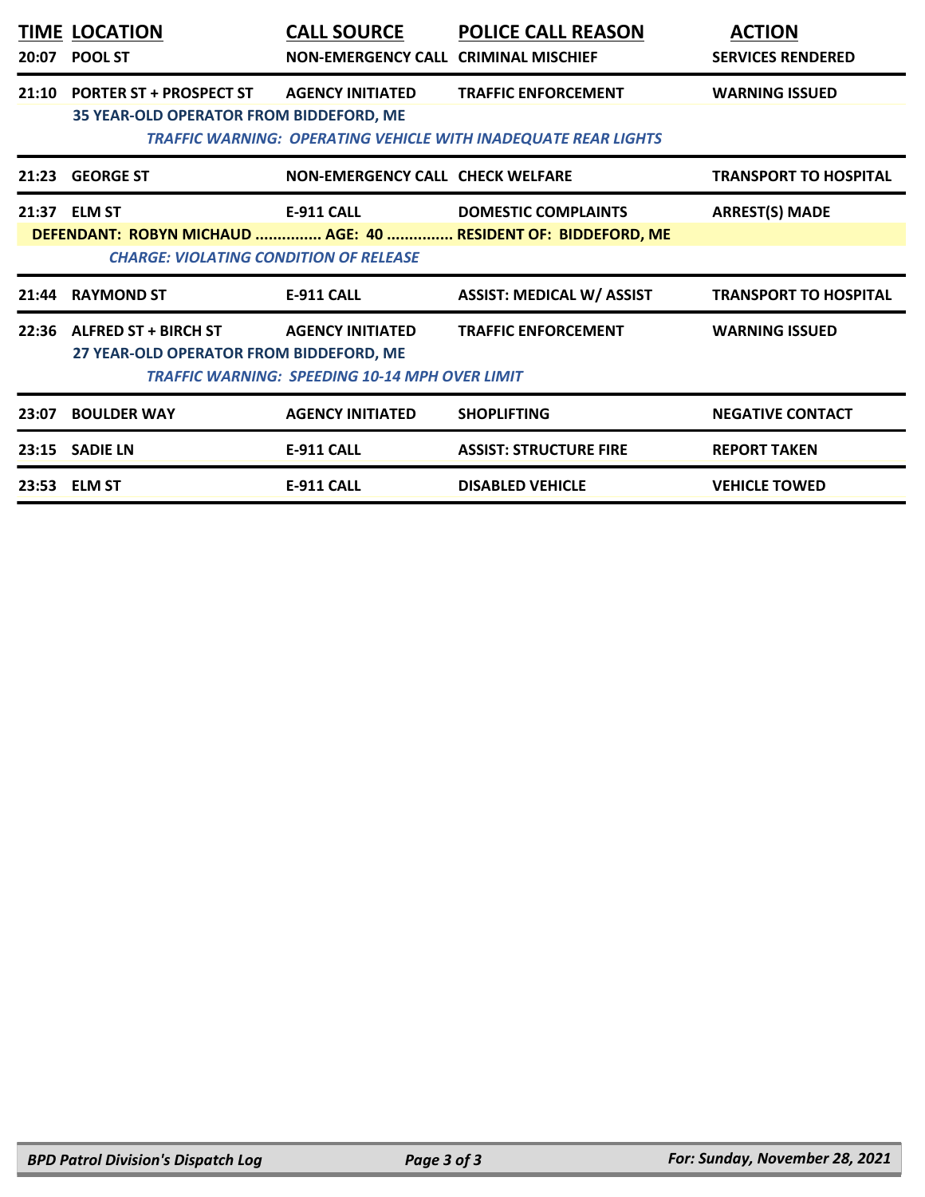| TIME | LOCATION | CALL SOURCE | POLICE CALL REASON | ACTION |
|---|---|---|---|---|
| 20:07 | POOL ST | NON-EMERGENCY CALL | CRIMINAL MISCHIEF | SERVICES RENDERED |
| 21:10 | PORTER ST + PROSPECT ST | AGENCY INITIATED | TRAFFIC ENFORCEMENT | WARNING ISSUED |
| | 35 YEAR-OLD OPERATOR FROM BIDDEFORD, ME | | | |
| | *TRAFFIC WARNING: OPERATING VEHICLE WITH INADEQUATE REAR LIGHTS* | | | |
| 21:23 | GEORGE ST | NON-EMERGENCY CALL | CHECK WELFARE | TRANSPORT TO HOSPITAL |
| 21:37 | ELM ST | E-911 CALL | DOMESTIC COMPLAINTS | ARREST(S) MADE |
| | DEFENDANT: ROBYN MICHAUD ............... AGE: 40 ............... RESIDENT OF: BIDDEFORD, ME | | | |
| | *CHARGE: VIOLATING CONDITION OF RELEASE* | | | |
| 21:44 | RAYMOND ST | E-911 CALL | ASSIST: MEDICAL W/ ASSIST | TRANSPORT TO HOSPITAL |
| 22:36 | ALFRED ST + BIRCH ST | AGENCY INITIATED | TRAFFIC ENFORCEMENT | WARNING ISSUED |
| | 27 YEAR-OLD OPERATOR FROM BIDDEFORD, ME | | | |
| | *TRAFFIC WARNING: SPEEDING 10-14 MPH OVER LIMIT* | | | |
| 23:07 | BOULDER WAY | AGENCY INITIATED | SHOPLIFTING | NEGATIVE CONTACT |
| 23:15 | SADIE LN | E-911 CALL | ASSIST: STRUCTURE FIRE | REPORT TAKEN |
| 23:53 | ELM ST | E-911 CALL | DISABLED VEHICLE | VEHICLE TOWED |